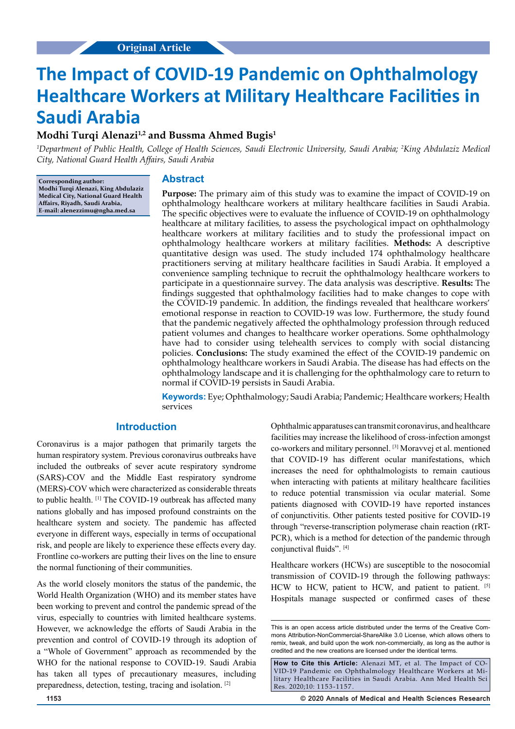Original Article

# The Impact of COVID-19 Pandemic on Ophthalmology Healthcare Workers at Military Healthcare Facilities in Saudi Arabia

**Modhi Turqi Alenazi[1,2] and Bussma Ahmed Bugis[1]**

*[1]Department of Public Health, College of Health Sciences, Saudi Electronic University, Saudi Arabia; [2]King Abdulaziz Medical City, National Guard Health Affairs, Saudi Arabia*

**Corresponding author: Modhi Turqi Alenazi, King Abdulaziz Medical City, National Guard Health Affairs, Riyadh, Saudi Arabia, E-mail: alenezzimu@ngha.med.sa**

## Abstract

**Purpose:** The primary aim of this study was to examine the impact of COVID-19 on ophthalmology healthcare workers at military healthcare facilities in Saudi Arabia. The specific objectives were to evaluate the influence of COVID-19 on ophthalmology healthcare at military facilities, to assess the psychological impact on ophthalmology healthcare workers at military facilities and to study the professional impact on ophthalmology healthcare workers at military facilities. **Methods:** A descriptive quantitative design was used. The study included 174 ophthalmology healthcare practitioners serving at military healthcare facilities in Saudi Arabia. It employed a convenience sampling technique to recruit the ophthalmology healthcare workers to participate in a questionnaire survey. The data analysis was descriptive. **Results:** The findings suggested that ophthalmology facilities had to make changes to cope with the COVID-19 pandemic. In addition, the findings revealed that healthcare workers' emotional response in reaction to COVID-19 was low. Furthermore, the study found that the pandemic negatively affected the ophthalmology profession through reduced patient volumes and changes to healthcare worker operations. Some ophthalmology have had to consider using telehealth services to comply with social distancing policies. **Conclusions:** The study examined the effect of the COVID-19 pandemic on ophthalmology healthcare workers in Saudi Arabia. The disease has had effects on the ophthalmology landscape and it is challenging for the ophthalmology care to return to normal if COVID-19 persists in Saudi Arabia.

**Keywords:** Eye; Ophthalmology; Saudi Arabia; Pandemic; Healthcare workers; Health services

## Introduction

Coronavirus is a major pathogen that primarily targets the human respiratory system. Previous coronavirus outbreaks have included the outbreaks of sever acute respiratory syndrome (SARS)-COV and the Middle East respiratory syndrome (MERS)-COV which were characterized as considerable threats to public health. [1] The COVID-19 outbreak has affected many nations globally and has imposed profound constraints on the healthcare system and society. The pandemic has affected everyone in different ways, especially in terms of occupational risk, and people are likely to experience these effects every day. Frontline co-workers are putting their lives on the line to ensure the normal functioning of their communities.

As the world closely monitors the status of the pandemic, the World Health Organization (WHO) and its member states have been working to prevent and control the pandemic spread of the virus, especially to countries with limited healthcare systems. However, we acknowledge the efforts of Saudi Arabia in the prevention and control of COVID-19 through its adoption of a "Whole of Government" approach as recommended by the WHO for the national response to COVID-19. Saudi Arabia has taken all types of precautionary measures, including preparedness, detection, testing, tracing and isolation. [2]

Ophthalmic apparatuses can transmit coronavirus, and healthcare facilities may increase the likelihood of cross-infection amongst co-workers and military personnel. [3] Moravvej et al. mentioned that COVID-19 has different ocular manifestations, which increases the need for ophthalmologists to remain cautious when interacting with patients at military healthcare facilities to reduce potential transmission via ocular material. Some patients diagnosed with COVID-19 have reported instances of conjunctivitis. Other patients tested positive for COVID-19 through "reverse-transcription polymerase chain reaction (rRT-PCR), which is a method for detection of the pandemic through conjunctival fluids". [4]

Healthcare workers (HCWs) are susceptible to the nosocomial transmission of COVID-19 through the following pathways: HCW to HCW, patient to HCW, and patient to patient. [5] Hospitals manage suspected or confirmed cases of these

This is an open access article distributed under the terms of the Creative Commons Attribution-NonCommercial-ShareAlike 3.0 License, which allows others to remix, tweak, and build upon the work non-commercially, as long as the author is credited and the new creations are licensed under the identical terms.

**How to Cite this Article:** Alenazi MT, et al. The Impact of COVID-19 Pandemic on Ophthalmology Healthcare Workers at Military Healthcare Facilities in Saudi Arabia. Ann Med Health Sci Res. 2020;10: 1153-1157.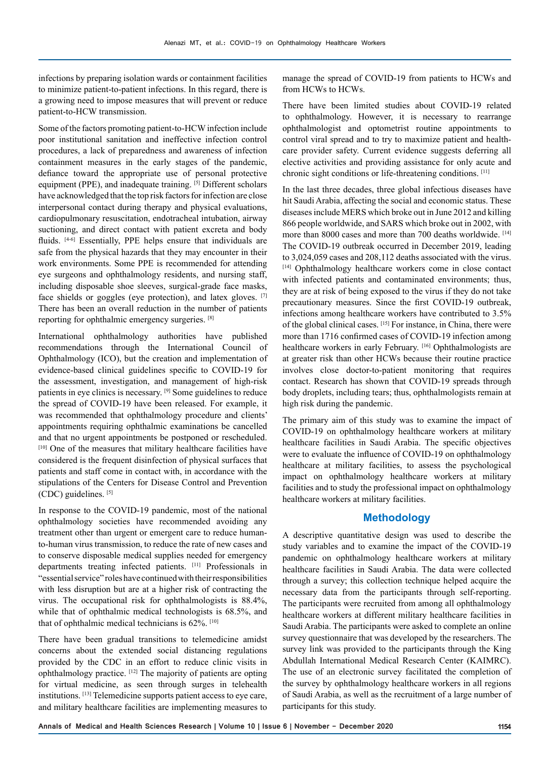infections by preparing isolation wards or containment facilities to minimize patient-to-patient infections. In this regard, there is a growing need to impose measures that will prevent or reduce patient-to-HCW transmission.

Some of the factors promoting patient-to-HCW infection include poor institutional sanitation and ineffective infection control procedures, a lack of preparedness and awareness of infection containment measures in the early stages of the pandemic, defiance toward the appropriate use of personal protective equipment (PPE), and inadequate training. [5] Different scholars have acknowledged that the top risk factors for infection are close interpersonal contact during therapy and physical evaluations, cardiopulmonary resuscitation, endotracheal intubation, airway suctioning, and direct contact with patient excreta and body fluids. [4-6] Essentially, PPE helps ensure that individuals are safe from the physical hazards that they may encounter in their work environments. Some PPE is recommended for attending eye surgeons and ophthalmology residents, and nursing staff, including disposable shoe sleeves, surgical-grade face masks, face shields or goggles (eye protection), and latex gloves. [7] There has been an overall reduction in the number of patients reporting for ophthalmic emergency surgeries. [8]

International ophthalmology authorities have published recommendations through the International Council of Ophthalmology (ICO), but the creation and implementation of evidence-based clinical guidelines specific to COVID-19 for the assessment, investigation, and management of high-risk patients in eye clinics is necessary. [9] Some guidelines to reduce the spread of COVID-19 have been released. For example, it was recommended that ophthalmology procedure and clients' appointments requiring ophthalmic examinations be cancelled and that no urgent appointments be postponed or rescheduled. [10] One of the measures that military healthcare facilities have considered is the frequent disinfection of physical surfaces that patients and staff come in contact with, in accordance with the stipulations of the Centers for Disease Control and Prevention (CDC) guidelines. [5]

In response to the COVID-19 pandemic, most of the national ophthalmology societies have recommended avoiding any treatment other than urgent or emergent care to reduce human-to-human virus transmission, to reduce the rate of new cases and to conserve disposable medical supplies needed for emergency departments treating infected patients. [11] Professionals in "essential service" roles have continued with their responsibilities with less disruption but are at a higher risk of contracting the virus. The occupational risk for ophthalmologists is 88.4%, while that of ophthalmic medical technologists is 68.5%, and that of ophthalmic medical technicians is 62%. [10]

There have been gradual transitions to telemedicine amidst concerns about the extended social distancing regulations provided by the CDC in an effort to reduce clinic visits in ophthalmology practice. [12] The majority of patients are opting for virtual medicine, as seen through surges in telehealth institutions. [13] Telemedicine supports patient access to eye care, and military healthcare facilities are implementing measures to manage the spread of COVID-19 from patients to HCWs and from HCWs to HCWs.

There have been limited studies about COVID-19 related to ophthalmology. However, it is necessary to rearrange ophthalmologist and optometrist routine appointments to control viral spread and to try to maximize patient and health-care provider safety. Current evidence suggests deferring all elective activities and providing assistance for only acute and chronic sight conditions or life-threatening conditions. [11]

In the last three decades, three global infectious diseases have hit Saudi Arabia, affecting the social and economic status. These diseases include MERS which broke out in June 2012 and killing 866 people worldwide, and SARS which broke out in 2002, with more than 8000 cases and more than 700 deaths worldwide. [14] The COVID-19 outbreak occurred in December 2019, leading to 3,024,059 cases and 208,112 deaths associated with the virus. [14] Ophthalmology healthcare workers come in close contact with infected patients and contaminated environments; thus, they are at risk of being exposed to the virus if they do not take precautionary measures. Since the first COVID-19 outbreak, infections among healthcare workers have contributed to 3.5% of the global clinical cases. [15] For instance, in China, there were more than 1716 confirmed cases of COVID-19 infection among healthcare workers in early February. [16] Ophthalmologists are at greater risk than other HCWs because their routine practice involves close doctor-to-patient monitoring that requires contact. Research has shown that COVID-19 spreads through body droplets, including tears; thus, ophthalmologists remain at high risk during the pandemic.

The primary aim of this study was to examine the impact of COVID-19 on ophthalmology healthcare workers at military healthcare facilities in Saudi Arabia. The specific objectives were to evaluate the influence of COVID-19 on ophthalmology healthcare at military facilities, to assess the psychological impact on ophthalmology healthcare workers at military facilities and to study the professional impact on ophthalmology healthcare workers at military facilities.

## Methodology

A descriptive quantitative design was used to describe the study variables and to examine the impact of the COVID-19 pandemic on ophthalmology healthcare workers at military healthcare facilities in Saudi Arabia. The data were collected through a survey; this collection technique helped acquire the necessary data from the participants through self-reporting. The participants were recruited from among all ophthalmology healthcare workers at different military healthcare facilities in Saudi Arabia. The participants were asked to complete an online survey questionnaire that was developed by the researchers. The survey link was provided to the participants through the King Abdullah International Medical Research Center (KAIMRC). The use of an electronic survey facilitated the completion of the survey by ophthalmology healthcare workers in all regions of Saudi Arabia, as well as the recruitment of a large number of participants for this study.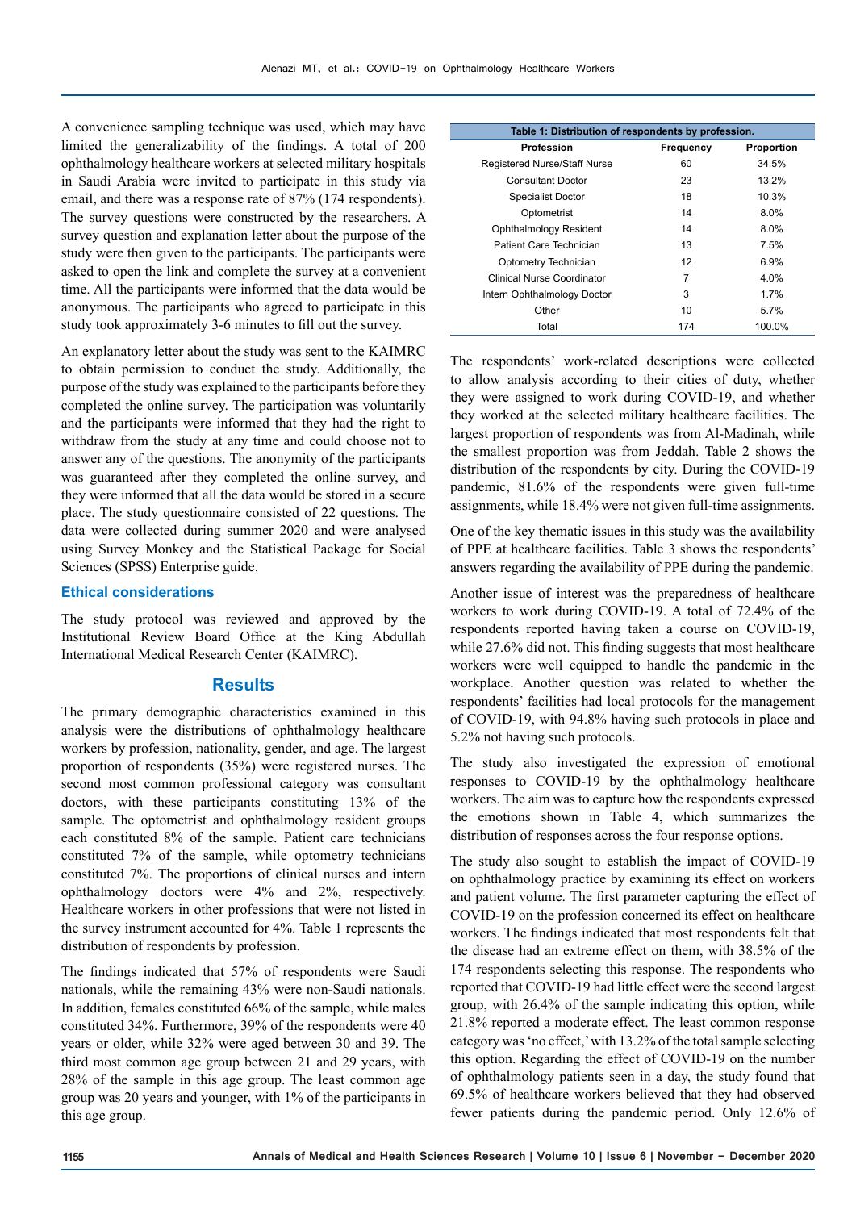A convenience sampling technique was used, which may have limited the generalizability of the findings. A total of 200 ophthalmology healthcare workers at selected military hospitals in Saudi Arabia were invited to participate in this study via email, and there was a response rate of 87% (174 respondents). The survey questions were constructed by the researchers. A survey question and explanation letter about the purpose of the study were then given to the participants. The participants were asked to open the link and complete the survey at a convenient time. All the participants were informed that the data would be anonymous. The participants who agreed to participate in this study took approximately 3-6 minutes to fill out the survey.

An explanatory letter about the study was sent to the KAIMRC to obtain permission to conduct the study. Additionally, the purpose of the study was explained to the participants before they completed the online survey. The participation was voluntarily and the participants were informed that they had the right to withdraw from the study at any time and could choose not to answer any of the questions. The anonymity of the participants was guaranteed after they completed the online survey, and they were informed that all the data would be stored in a secure place. The study questionnaire consisted of 22 questions. The data were collected during summer 2020 and were analysed using Survey Monkey and the Statistical Package for Social Sciences (SPSS) Enterprise guide.

### Ethical considerations

The study protocol was reviewed and approved by the Institutional Review Board Office at the King Abdullah International Medical Research Center (KAIMRC).

## Results

The primary demographic characteristics examined in this analysis were the distributions of ophthalmology healthcare workers by profession, nationality, gender, and age. The largest proportion of respondents (35%) were registered nurses. The second most common professional category was consultant doctors, with these participants constituting 13% of the sample. The optometrist and ophthalmology resident groups each constituted 8% of the sample. Patient care technicians constituted 7% of the sample, while optometry technicians constituted 7%. The proportions of clinical nurses and intern ophthalmology doctors were 4% and 2%, respectively. Healthcare workers in other professions that were not listed in the survey instrument accounted for 4%. Table 1 represents the distribution of respondents by profession.

The findings indicated that 57% of respondents were Saudi nationals, while the remaining 43% were non-Saudi nationals. In addition, females constituted 66% of the sample, while males constituted 34%. Furthermore, 39% of the respondents were 40 years or older, while 32% were aged between 30 and 39. The third most common age group between 21 and 29 years, with 28% of the sample in this age group. The least common age group was 20 years and younger, with 1% of the participants in this age group.

**Table 1: Distribution of respondents by profession.**

| Profession | Frequency | Proportion |
|---|---|---|
| Registered Nurse/Staff Nurse | 60 | 34.5% |
| Consultant Doctor | 23 | 13.2% |
| Specialist Doctor | 18 | 10.3% |
| Optometrist | 14 | 8.0% |
| Ophthalmology Resident | 14 | 8.0% |
| Patient Care Technician | 13 | 7.5% |
| Optometry Technician | 12 | 6.9% |
| Clinical Nurse Coordinator | 7 | 4.0% |
| Intern Ophthalmology Doctor | 3 | 1.7% |
| Other | 10 | 5.7% |
| Total | 174 | 100.0% |

The respondents' work-related descriptions were collected to allow analysis according to their cities of duty, whether they were assigned to work during COVID-19, and whether they worked at the selected military healthcare facilities. The largest proportion of respondents was from Al-Madinah, while the smallest proportion was from Jeddah. Table 2 shows the distribution of the respondents by city. During the COVID-19 pandemic, 81.6% of the respondents were given full-time assignments, while 18.4% were not given full-time assignments.

One of the key thematic issues in this study was the availability of PPE at healthcare facilities. Table 3 shows the respondents' answers regarding the availability of PPE during the pandemic.

Another issue of interest was the preparedness of healthcare workers to work during COVID-19. A total of 72.4% of the respondents reported having taken a course on COVID-19, while 27.6% did not. This finding suggests that most healthcare workers were well equipped to handle the pandemic in the workplace. Another question was related to whether the respondents' facilities had local protocols for the management of COVID-19, with 94.8% having such protocols in place and 5.2% not having such protocols.

The study also investigated the expression of emotional responses to COVID-19 by the ophthalmology healthcare workers. The aim was to capture how the respondents expressed the emotions shown in Table 4, which summarizes the distribution of responses across the four response options.

The study also sought to establish the impact of COVID-19 on ophthalmology practice by examining its effect on workers and patient volume. The first parameter capturing the effect of COVID-19 on the profession concerned its effect on healthcare workers. The findings indicated that most respondents felt that the disease had an extreme effect on them, with 38.5% of the 174 respondents selecting this response. The respondents who reported that COVID-19 had little effect were the second largest group, with 26.4% of the sample indicating this option, while 21.8% reported a moderate effect. The least common response category was 'no effect,' with 13.2% of the total sample selecting this option. Regarding the effect of COVID-19 on the number of ophthalmology patients seen in a day, the study found that 69.5% of healthcare workers believed that they had observed fewer patients during the pandemic period. Only 12.6% of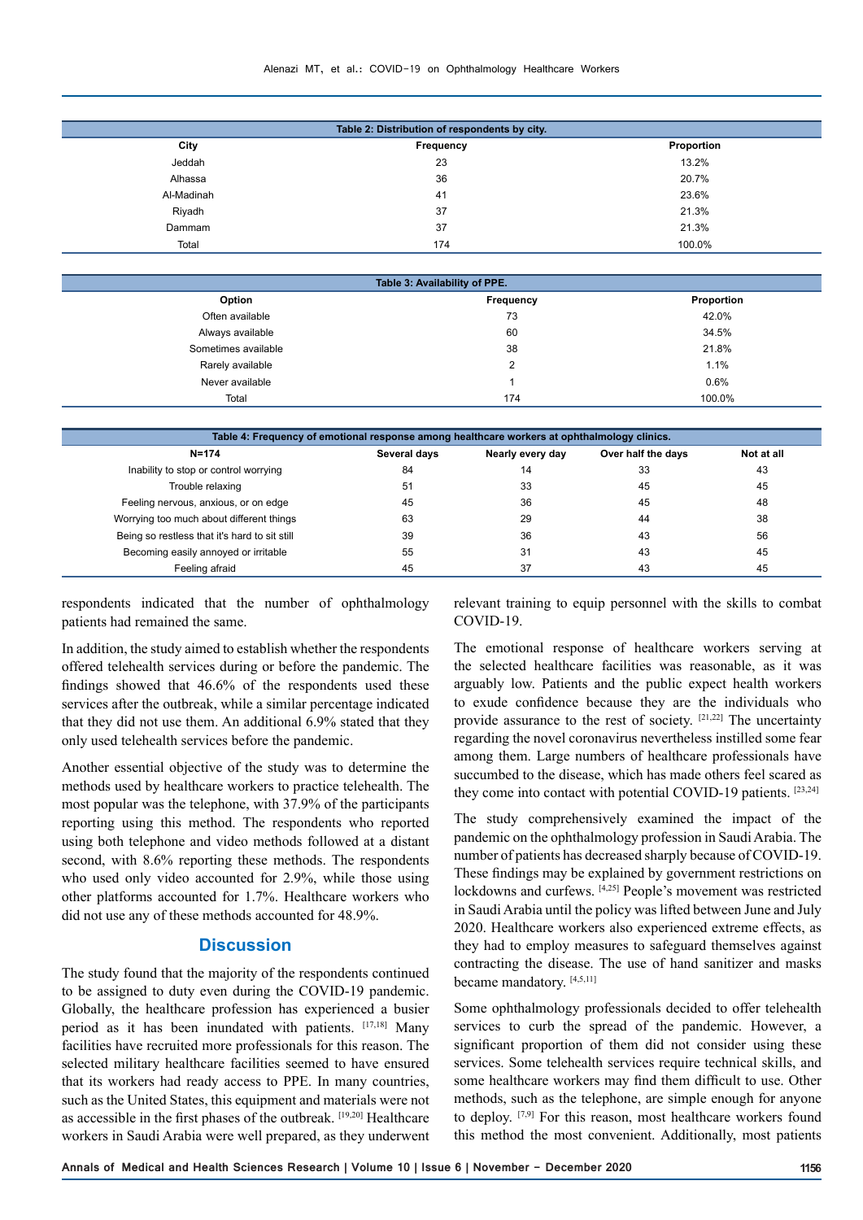Table 2: Distribution of respondents by city.

| City | Frequency | Proportion |
|---|---|---|
| Jeddah | 23 | 13.2% |
| Alhassa | 36 | 20.7% |
| Al-Madinah | 41 | 23.6% |
| Riyadh | 37 | 21.3% |
| Dammam | 37 | 21.3% |
| Total | 174 | 100.0% |

Table 3: Availability of PPE.

| Option | Frequency | Proportion |
|---|---|---|
| Often available | 73 | 42.0% |
| Always available | 60 | 34.5% |
| Sometimes available | 38 | 21.8% |
| Rarely available | 2 | 1.1% |
| Never available | 1 | 0.6% |
| Total | 174 | 100.0% |

Table 4: Frequency of emotional response among healthcare workers at ophthalmology clinics.

| N=174 | Several days | Nearly every day | Over half the days | Not at all |
|---|---|---|---|---|
| Inability to stop or control worrying | 84 | 14 | 33 | 43 |
| Trouble relaxing | 51 | 33 | 45 | 45 |
| Feeling nervous, anxious, or on edge | 45 | 36 | 45 | 48 |
| Worrying too much about different things | 63 | 29 | 44 | 38 |
| Being so restless that it's hard to sit still | 39 | 36 | 43 | 56 |
| Becoming easily annoyed or irritable | 55 | 31 | 43 | 45 |
| Feeling afraid | 45 | 37 | 43 | 45 |

respondents indicated that the number of ophthalmology patients had remained the same.

In addition, the study aimed to establish whether the respondents offered telehealth services during or before the pandemic. The findings showed that 46.6% of the respondents used these services after the outbreak, while a similar percentage indicated that they did not use them. An additional 6.9% stated that they only used telehealth services before the pandemic.

Another essential objective of the study was to determine the methods used by healthcare workers to practice telehealth. The most popular was the telephone, with 37.9% of the participants reporting using this method. The respondents who reported using both telephone and video methods followed at a distant second, with 8.6% reporting these methods. The respondents who used only video accounted for 2.9%, while those using other platforms accounted for 1.7%. Healthcare workers who did not use any of these methods accounted for 48.9%.

## Discussion

The study found that the majority of the respondents continued to be assigned to duty even during the COVID-19 pandemic. Globally, the healthcare profession has experienced a busier period as it has been inundated with patients. [17,18] Many facilities have recruited more professionals for this reason. The selected military healthcare facilities seemed to have ensured that its workers had ready access to PPE. In many countries, such as the United States, this equipment and materials were not as accessible in the first phases of the outbreak. [19,20] Healthcare workers in Saudi Arabia were well prepared, as they underwent relevant training to equip personnel with the skills to combat COVID-19.

The emotional response of healthcare workers serving at the selected healthcare facilities was reasonable, as it was arguably low. Patients and the public expect health workers to exude confidence because they are the individuals who provide assurance to the rest of society. [21,22] The uncertainty regarding the novel coronavirus nevertheless instilled some fear among them. Large numbers of healthcare professionals have succumbed to the disease, which has made others feel scared as they come into contact with potential COVID-19 patients. [23,24]

The study comprehensively examined the impact of the pandemic on the ophthalmology profession in Saudi Arabia. The number of patients has decreased sharply because of COVID-19. These findings may be explained by government restrictions on lockdowns and curfews. [4,25] People's movement was restricted in Saudi Arabia until the policy was lifted between June and July 2020. Healthcare workers also experienced extreme effects, as they had to employ measures to safeguard themselves against contracting the disease. The use of hand sanitizer and masks became mandatory. [4,5,11]

Some ophthalmology professionals decided to offer telehealth services to curb the spread of the pandemic. However, a significant proportion of them did not consider using these services. Some telehealth services require technical skills, and some healthcare workers may find them difficult to use. Other methods, such as the telephone, are simple enough for anyone to deploy. [7,9] For this reason, most healthcare workers found this method the most convenient. Additionally, most patients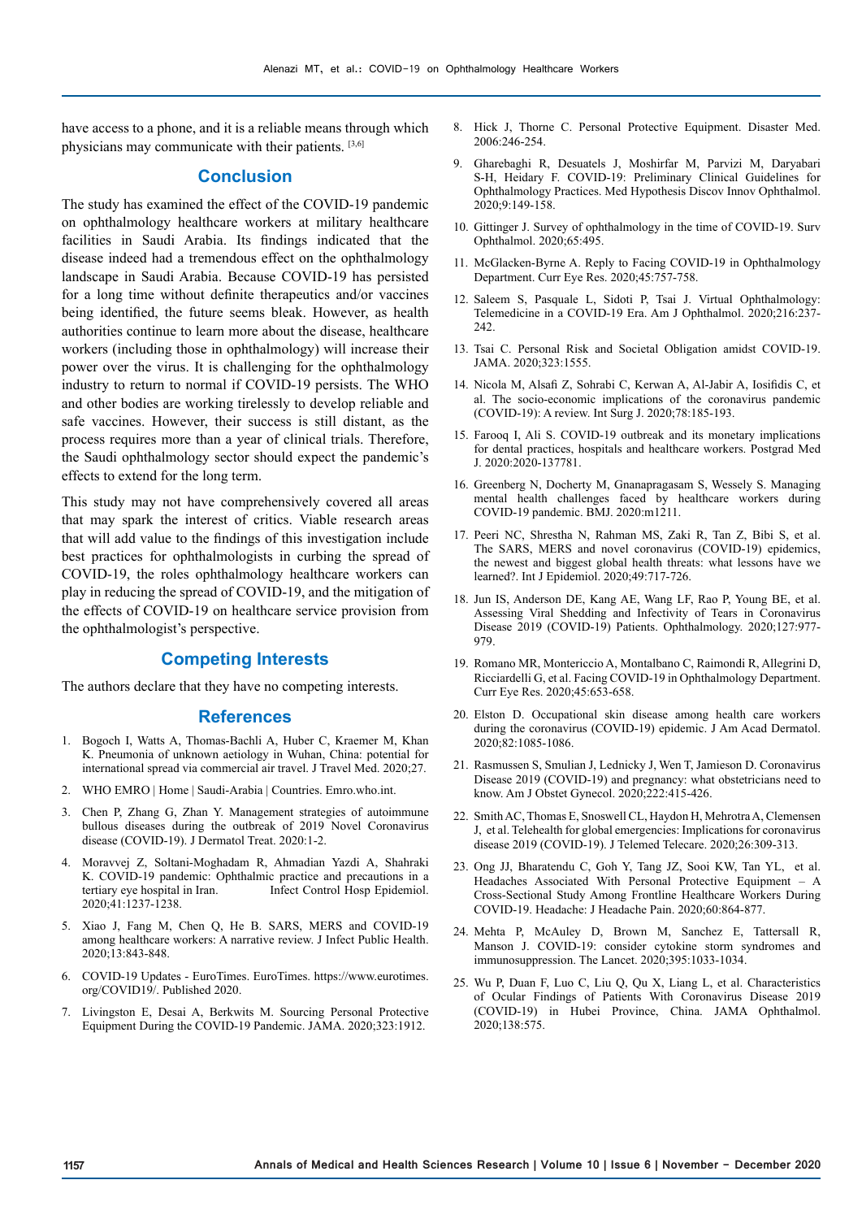have access to a phone, and it is a reliable means through which physicians may communicate with their patients. [3,6]

## Conclusion

The study has examined the effect of the COVID-19 pandemic on ophthalmology healthcare workers at military healthcare facilities in Saudi Arabia. Its findings indicated that the disease indeed had a tremendous effect on the ophthalmology landscape in Saudi Arabia. Because COVID-19 has persisted for a long time without definite therapeutics and/or vaccines being identified, the future seems bleak. However, as health authorities continue to learn more about the disease, healthcare workers (including those in ophthalmology) will increase their power over the virus. It is challenging for the ophthalmology industry to return to normal if COVID-19 persists. The WHO and other bodies are working tirelessly to develop reliable and safe vaccines. However, their success is still distant, as the process requires more than a year of clinical trials. Therefore, the Saudi ophthalmology sector should expect the pandemic's effects to extend for the long term.

This study may not have comprehensively covered all areas that may spark the interest of critics. Viable research areas that will add value to the findings of this investigation include best practices for ophthalmologists in curbing the spread of COVID-19, the roles ophthalmology healthcare workers can play in reducing the spread of COVID-19, and the mitigation of the effects of COVID-19 on healthcare service provision from the ophthalmologist's perspective.

## Competing Interests

The authors declare that they have no competing interests.

## References

1. Bogoch I, Watts A, Thomas-Bachli A, Huber C, Kraemer M, Khan K. Pneumonia of unknown aetiology in Wuhan, China: potential for international spread via commercial air travel. J Travel Med. 2020;27.
2. WHO EMRO | Home | Saudi-Arabia | Countries. Emro.who.int.
3. Chen P, Zhang G, Zhan Y. Management strategies of autoimmune bullous diseases during the outbreak of 2019 Novel Coronavirus disease (COVID-19). J Dermatol Treat. 2020:1-2.
4. Moravvej Z, Soltani-Moghadam R, Ahmadian Yazdi A, Shahraki K. COVID-19 pandemic: Ophthalmic practice and precautions in a tertiary eye hospital in Iran. Infect Control Hosp Epidemiol. 2020;41:1237-1238.
5. Xiao J, Fang M, Chen Q, He B. SARS, MERS and COVID-19 among healthcare workers: A narrative review. J Infect Public Health. 2020;13:843-848.
6. COVID-19 Updates - EuroTimes. EuroTimes. https://www.eurotimes.org/COVID19/. Published 2020.
7. Livingston E, Desai A, Berkwits M. Sourcing Personal Protective Equipment During the COVID-19 Pandemic. JAMA. 2020;323:1912.
8. Hick J, Thorne C. Personal Protective Equipment. Disaster Med. 2006:246-254.
9. Gharebaghi R, Desuatels J, Moshirfar M, Parvizi M, Daryabari S-H, Heidary F. COVID-19: Preliminary Clinical Guidelines for Ophthalmology Practices. Med Hypothesis Discov Innov Ophthalmol. 2020;9:149-158.
10. Gittinger J. Survey of ophthalmology in the time of COVID-19. Surv Ophthalmol. 2020;65:495.
11. McGlacken-Byrne A. Reply to Facing COVID-19 in Ophthalmology Department. Curr Eye Res. 2020;45:757-758.
12. Saleem S, Pasquale L, Sidoti P, Tsai J. Virtual Ophthalmology: Telemedicine in a COVID-19 Era. Am J Ophthalmol. 2020;216:237-242.
13. Tsai C. Personal Risk and Societal Obligation amidst COVID-19. JAMA. 2020;323:1555.
14. Nicola M, Alsafi Z, Sohrabi C, Kerwan A, Al-Jabir A, Iosifidis C, et al. The socio-economic implications of the coronavirus pandemic (COVID-19): A review. Int Surg J. 2020;78:185-193.
15. Farooq I, Ali S. COVID-19 outbreak and its monetary implications for dental practices, hospitals and healthcare workers. Postgrad Med J. 2020:2020-137781.
16. Greenberg N, Docherty M, Gnanapragasam S, Wessely S. Managing mental health challenges faced by healthcare workers during COVID-19 pandemic. BMJ. 2020:m1211.
17. Peeri NC, Shrestha N, Rahman MS, Zaki R, Tan Z, Bibi S, et al. The SARS, MERS and novel coronavirus (COVID-19) epidemics, the newest and biggest global health threats: what lessons have we learned?. Int J Epidemiol. 2020;49:717-726.
18. Jun IS, Anderson DE, Kang AE, Wang LF, Rao P, Young BE, et al. Assessing Viral Shedding and Infectivity of Tears in Coronavirus Disease 2019 (COVID-19) Patients. Ophthalmology. 2020;127:977-979.
19. Romano MR, Montericcio A, Montalbano C, Raimondi R, Allegrini D, Ricciardelli G, et al. Facing COVID-19 in Ophthalmology Department. Curr Eye Res. 2020;45:653-658.
20. Elston D. Occupational skin disease among health care workers during the coronavirus (COVID-19) epidemic. J Am Acad Dermatol. 2020;82:1085-1086.
21. Rasmussen S, Smulian J, Lednicky J, Wen T, Jamieson D. Coronavirus Disease 2019 (COVID-19) and pregnancy: what obstetricians need to know. Am J Obstet Gynecol. 2020;222:415-426.
22. Smith AC, Thomas E, Snoswell CL, Haydon H, Mehrotra A, Clemensen J, et al. Telehealth for global emergencies: Implications for coronavirus disease 2019 (COVID-19). J Telemed Telecare. 2020;26:309-313.
23. Ong JJ, Bharatendu C, Goh Y, Tang JZ, Sooi KW, Tan YL, et al. Headaches Associated With Personal Protective Equipment – A Cross-Sectional Study Among Frontline Healthcare Workers During COVID-19. Headache: J Headache Pain. 2020;60:864-877.
24. Mehta P, McAuley D, Brown M, Sanchez E, Tattersall R, Manson J. COVID-19: consider cytokine storm syndromes and immunosuppression. The Lancet. 2020;395:1033-1034.
25. Wu P, Duan F, Luo C, Liu Q, Qu X, Liang L, et al. Characteristics of Ocular Findings of Patients With Coronavirus Disease 2019 (COVID-19) in Hubei Province, China. JAMA Ophthalmol. 2020;138:575.